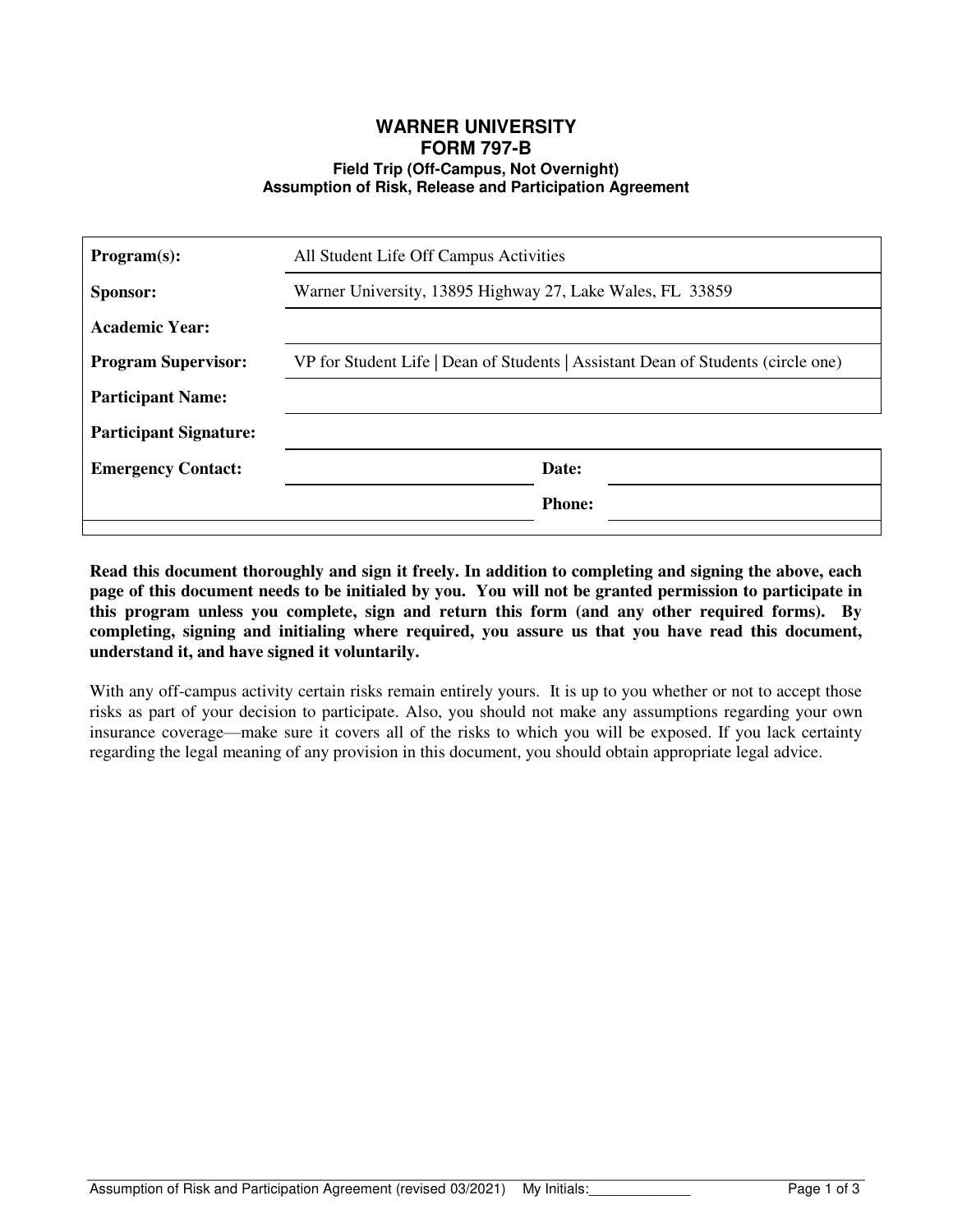# WARNER UNIVERSITY
# FORM 797-B

### Field Trip (Off-Campus, Not Overnight)
### Assumption of Risk, Release and Participation Agreement

| | | | |
|---|---|---|---|
| **Program(s):** | All Student Life Off Campus Activities | | |
| **Sponsor:** | Warner University, 13895 Highway 27, Lake Wales, FL 33859 | | |
| **Academic Year:** | | | |
| **Program Supervisor:** | VP for Student Life \| Dean of Students \| Assistant Dean of Students (circle one) | | |
| **Participant Name:** | | | |
| **Participant Signature:** | | | |
| **Emergency Contact:** | | **Date:** | |
| | | **Phone:** | |

**Read this document thoroughly and sign it freely. In addition to completing and signing the above, each page of this document needs to be initialed by you. You will not be granted permission to participate in this program unless you complete, sign and return this form (and any other required forms). By completing, signing and initialing where required, you assure us that you have read this document, understand it, and have signed it voluntarily.**

With any off-campus activity certain risks remain entirely yours. It is up to you whether or not to accept those risks as part of your decision to participate. Also, you should not make any assumptions regarding your own insurance coverage—make sure it covers all of the risks to which you will be exposed. If you lack certainty regarding the legal meaning of any provision in this document, you should obtain appropriate legal advice.

Assumption of Risk and Participation Agreement (revised 03/2021) My Initials:_____________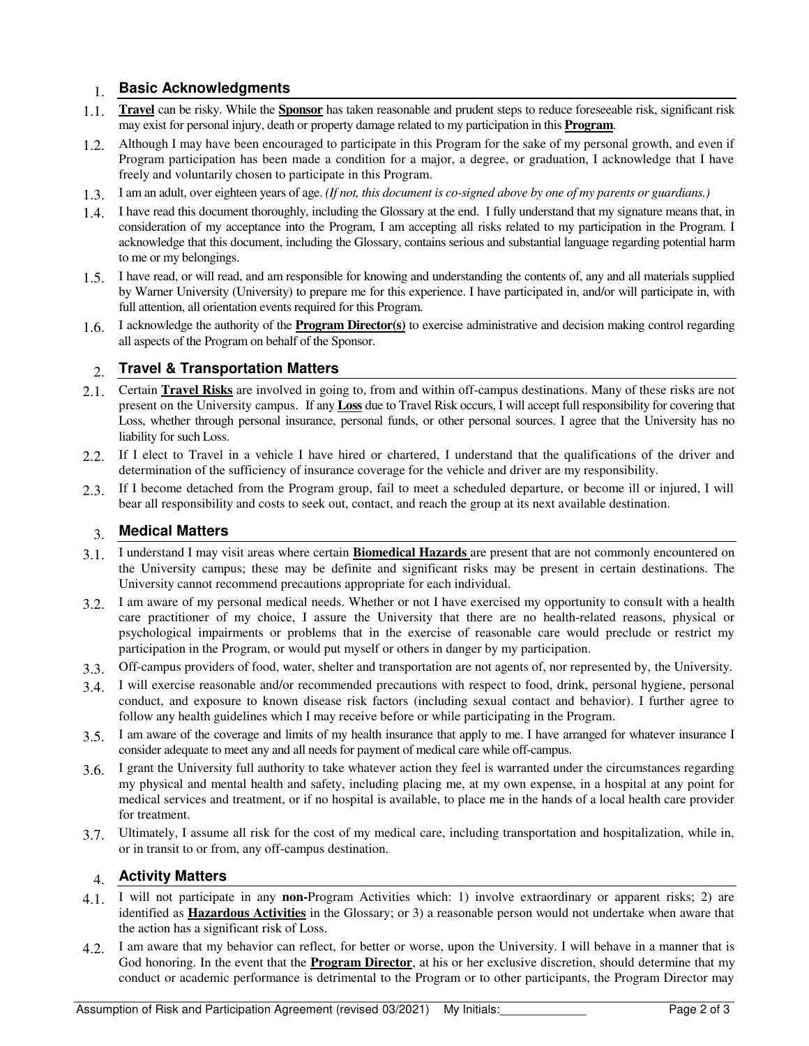## 1. Basic Acknowledgments

1.1. **Travel** can be risky. While the **Sponsor** has taken reasonable and prudent steps to reduce foreseeable risk, significant risk may exist for personal injury, death or property damage related to my participation in this **Program**.

1.2. Although I may have been encouraged to participate in this Program for the sake of my personal growth, and even if Program participation has been made a condition for a major, a degree, or graduation, I acknowledge that I have freely and voluntarily chosen to participate in this Program.

1.3. I am an adult, over eighteen years of age. *(If not, this document is co-signed above by one of my parents or guardians.)*

1.4. I have read this document thoroughly, including the Glossary at the end. I fully understand that my signature means that, in consideration of my acceptance into the Program, I am accepting all risks related to my participation in the Program. I acknowledge that this document, including the Glossary, contains serious and substantial language regarding potential harm to me or my belongings.

1.5. I have read, or will read, and am responsible for knowing and understanding the contents of, any and all materials supplied by Warner University (University) to prepare me for this experience. I have participated in, and/or will participate in, with full attention, all orientation events required for this Program.

1.6. I acknowledge the authority of the **Program Director(s)** to exercise administrative and decision making control regarding all aspects of the Program on behalf of the Sponsor.

## 2. Travel & Transportation Matters

2.1. Certain **Travel Risks** are involved in going to, from and within off-campus destinations. Many of these risks are not present on the University campus. If any **Loss** due to Travel Risk occurs, I will accept full responsibility for covering that Loss, whether through personal insurance, personal funds, or other personal sources. I agree that the University has no liability for such Loss.

2.2. If I elect to Travel in a vehicle I have hired or chartered, I understand that the qualifications of the driver and determination of the sufficiency of insurance coverage for the vehicle and driver are my responsibility.

2.3. If I become detached from the Program group, fail to meet a scheduled departure, or become ill or injured, I will bear all responsibility and costs to seek out, contact, and reach the group at its next available destination.

## 3. Medical Matters

3.1. I understand I may visit areas where certain **Biomedical Hazards** are present that are not commonly encountered on the University campus; these may be definite and significant risks may be present in certain destinations. The University cannot recommend precautions appropriate for each individual.

3.2. I am aware of my personal medical needs. Whether or not I have exercised my opportunity to consult with a health care practitioner of my choice, I assure the University that there are no health-related reasons, physical or psychological impairments or problems that in the exercise of reasonable care would preclude or restrict my participation in the Program, or would put myself or others in danger by my participation.

3.3. Off-campus providers of food, water, shelter and transportation are not agents of, nor represented by, the University.

3.4. I will exercise reasonable and/or recommended precautions with respect to food, drink, personal hygiene, personal conduct, and exposure to known disease risk factors (including sexual contact and behavior). I further agree to follow any health guidelines which I may receive before or while participating in the Program.

3.5. I am aware of the coverage and limits of my health insurance that apply to me. I have arranged for whatever insurance I consider adequate to meet any and all needs for payment of medical care while off-campus.

3.6. I grant the University full authority to take whatever action they feel is warranted under the circumstances regarding my physical and mental health and safety, including placing me, at my own expense, in a hospital at any point for medical services and treatment, or if no hospital is available, to place me in the hands of a local health care provider for treatment.

3.7. Ultimately, I assume all risk for the cost of my medical care, including transportation and hospitalization, while in, or in transit to or from, any off-campus destination.

## 4. Activity Matters

4.1. I will not participate in any **non-**Program Activities which: 1) involve extraordinary or apparent risks; 2) are identified as **Hazardous Activities** in the Glossary; or 3) a reasonable person would not undertake when aware that the action has a significant risk of Loss.

4.2. I am aware that my behavior can reflect, for better or worse, upon the University. I will behave in a manner that is God honoring. In the event that the **Program Director**, at his or her exclusive discretion, should determine that my conduct or academic performance is detrimental to the Program or to other participants, the Program Director may

Assumption of Risk and Participation Agreement (revised 03/2021) My Initials:\_\_\_\_\_\_\_\_\_\_\_\_\_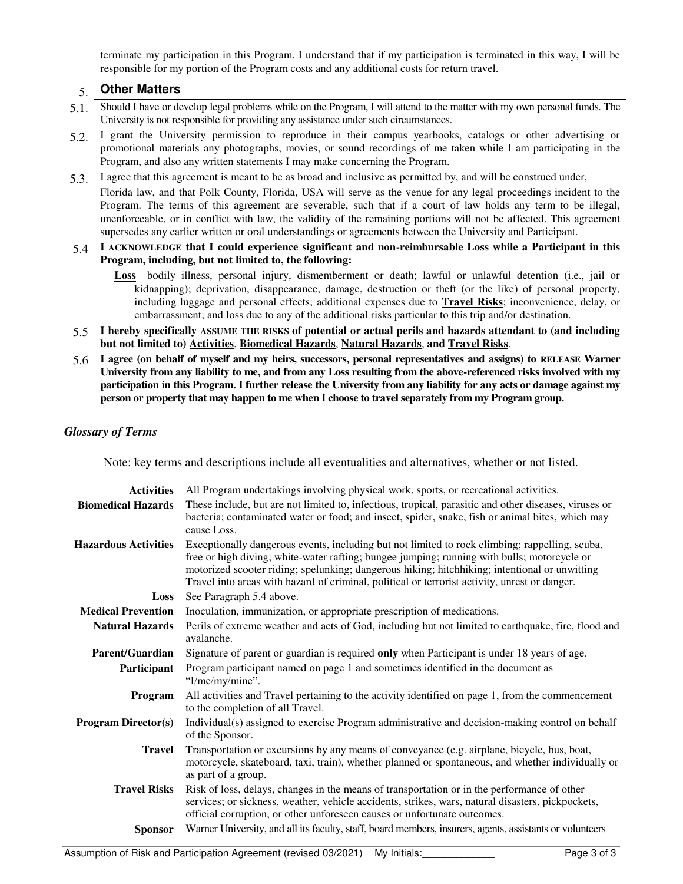terminate my participation in this Program. I understand that if my participation is terminated in this way, I will be responsible for my portion of the Program costs and any additional costs for return travel.

## 5. Other Matters

5.1. Should I have or develop legal problems while on the Program, I will attend to the matter with my own personal funds. The University is not responsible for providing any assistance under such circumstances.

5.2. I grant the University permission to reproduce in their campus yearbooks, catalogs or other advertising or promotional materials any photographs, movies, or sound recordings of me taken while I am participating in the Program, and also any written statements I may make concerning the Program.

5.3. I agree that this agreement is meant to be as broad and inclusive as permitted by, and will be construed under, Florida law, and that Polk County, Florida, USA will serve as the venue for any legal proceedings incident to the Program. The terms of this agreement are severable, such that if a court of law holds any term to be illegal, unenforceable, or in conflict with law, the validity of the remaining portions will not be affected. This agreement supersedes any earlier written or oral understandings or agreements between the University and Participant.

5.4 **I ACKNOWLEDGE that I could experience significant and non-reimbursable Loss while a Participant in this Program, including, but not limited to, the following:**

**Loss**—bodily illness, personal injury, dismemberment or death; lawful or unlawful detention (i.e., jail or kidnapping); deprivation, disappearance, damage, destruction or theft (or the like) of personal property, including luggage and personal effects; additional expenses due to **Travel Risks**; inconvenience, delay, or embarrassment; and loss due to any of the additional risks particular to this trip and/or destination.

5.5 **I hereby specifically ASSUME THE RISKS of potential or actual perils and hazards attendant to (and including but not limited to) Activities, Biomedical Hazards, Natural Hazards, and Travel Risks.**

5.6 **I agree (on behalf of myself and my heirs, successors, personal representatives and assigns) to RELEASE Warner University from any liability to me, and from any Loss resulting from the above-referenced risks involved with my participation in this Program. I further release the University from any liability for any acts or damage against my person or property that may happen to me when I choose to travel separately from my Program group.**

### *Glossary of Terms*

Note: key terms and descriptions include all eventualities and alternatives, whether or not listed.

| Term | Description |
|---|---|
| **Activities** | All Program undertakings involving physical work, sports, or recreational activities. |
| **Biomedical Hazards** | These include, but are not limited to, infectious, tropical, parasitic and other diseases, viruses or bacteria; contaminated water or food; and insect, spider, snake, fish or animal bites, which may cause Loss. |
| **Hazardous Activities** | Exceptionally dangerous events, including but not limited to rock climbing; rappelling, scuba, free or high diving; white-water rafting; bungee jumping; running with bulls; motorcycle or motorized scooter riding; spelunking; dangerous hiking; hitchhiking; intentional or unwitting Travel into areas with hazard of criminal, political or terrorist activity, unrest or danger. |
| **Loss** | See Paragraph 5.4 above. |
| **Medical Prevention** | Inoculation, immunization, or appropriate prescription of medications. |
| **Natural Hazards** | Perils of extreme weather and acts of God, including but not limited to earthquake, fire, flood and avalanche. |
| **Parent/Guardian** | Signature of parent or guardian is required **only** when Participant is under 18 years of age. |
| **Participant** | Program participant named on page 1 and sometimes identified in the document as "I/me/my/mine". |
| **Program** | All activities and Travel pertaining to the activity identified on page 1, from the commencement to the completion of all Travel. |
| **Program Director(s)** | Individual(s) assigned to exercise Program administrative and decision-making control on behalf of the Sponsor. |
| **Travel** | Transportation or excursions by any means of conveyance (e.g. airplane, bicycle, bus, boat, motorcycle, skateboard, taxi, train), whether planned or spontaneous, and whether individually or as part of a group. |
| **Travel Risks** | Risk of loss, delays, changes in the means of transportation or in the performance of other services; or sickness, weather, vehicle accidents, strikes, wars, natural disasters, pickpockets, official corruption, or other unforeseen causes or unfortunate outcomes. |
| **Sponsor** | Warner University, and all its faculty, staff, board members, insurers, agents, assistants or volunteers |

Assumption of Risk and Participation Agreement (revised 03/2021) My Initials:_____________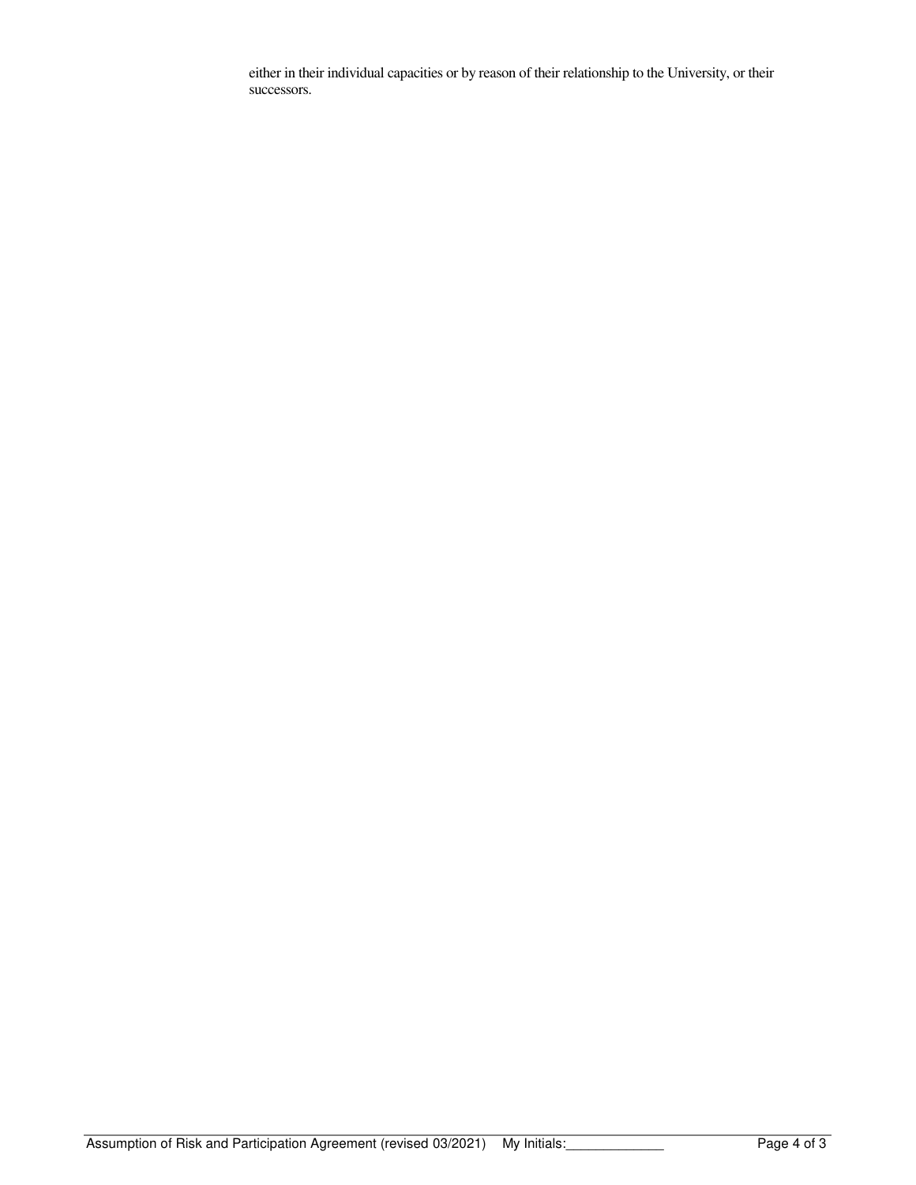either in their individual capacities or by reason of their relationship to the University, or their successors.